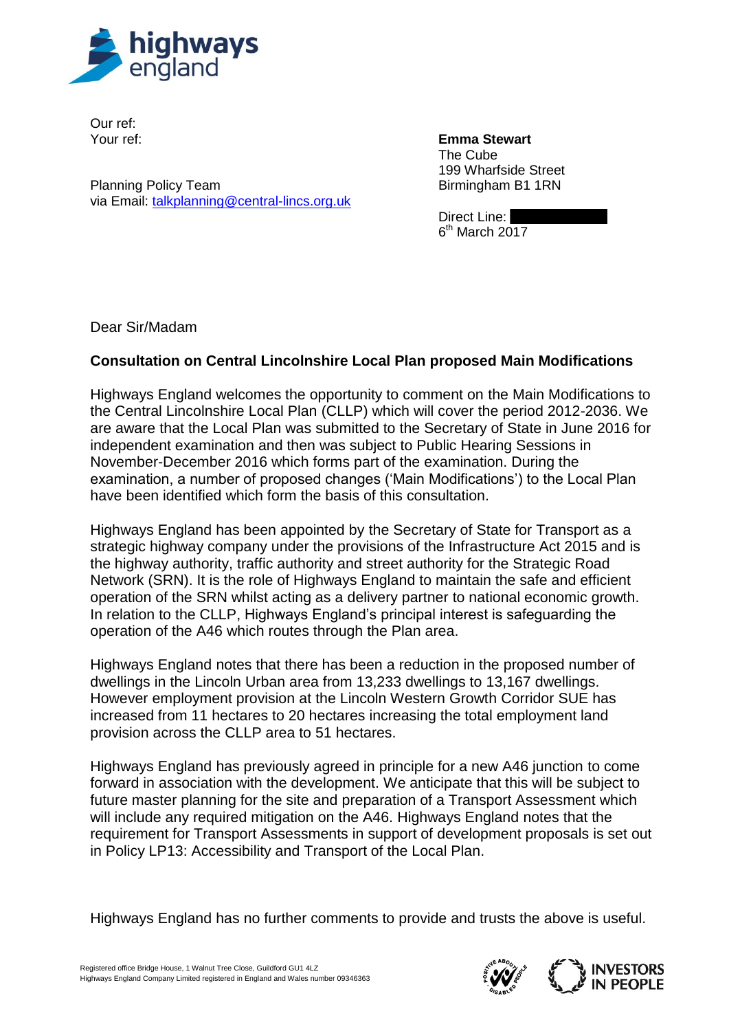Our ref:
Your ref:

**Emma Stewart**
The Cube
199 Wharfside Street
Birmingham B1 1RN

Planning Policy Team
via Email: talkplanning@central-lincs.org.uk

Direct Line:
6th March 2017

Dear Sir/Madam

**Consultation on Central Lincolnshire Local Plan proposed Main Modifications**

Highways England welcomes the opportunity to comment on the Main Modifications to the Central Lincolnshire Local Plan (CLLP) which will cover the period 2012-2036. We are aware that the Local Plan was submitted to the Secretary of State in June 2016 for independent examination and then was subject to Public Hearing Sessions in November-December 2016 which forms part of the examination. During the examination, a number of proposed changes ('Main Modifications') to the Local Plan have been identified which form the basis of this consultation.

Highways England has been appointed by the Secretary of State for Transport as a strategic highway company under the provisions of the Infrastructure Act 2015 and is the highway authority, traffic authority and street authority for the Strategic Road Network (SRN). It is the role of Highways England to maintain the safe and efficient operation of the SRN whilst acting as a delivery partner to national economic growth. In relation to the CLLP, Highways England's principal interest is safeguarding the operation of the A46 which routes through the Plan area.

Highways England notes that there has been a reduction in the proposed number of dwellings in the Lincoln Urban area from 13,233 dwellings to 13,167 dwellings. However employment provision at the Lincoln Western Growth Corridor SUE has increased from 11 hectares to 20 hectares increasing the total employment land provision across the CLLP area to 51 hectares.

Highways England has previously agreed in principle for a new A46 junction to come forward in association with the development. We anticipate that this will be subject to future master planning for the site and preparation of a Transport Assessment which will include any required mitigation on the A46. Highways England notes that the requirement for Transport Assessments in support of development proposals is set out in Policy LP13: Accessibility and Transport of the Local Plan.

Highways England has no further comments to provide and trusts the above is useful.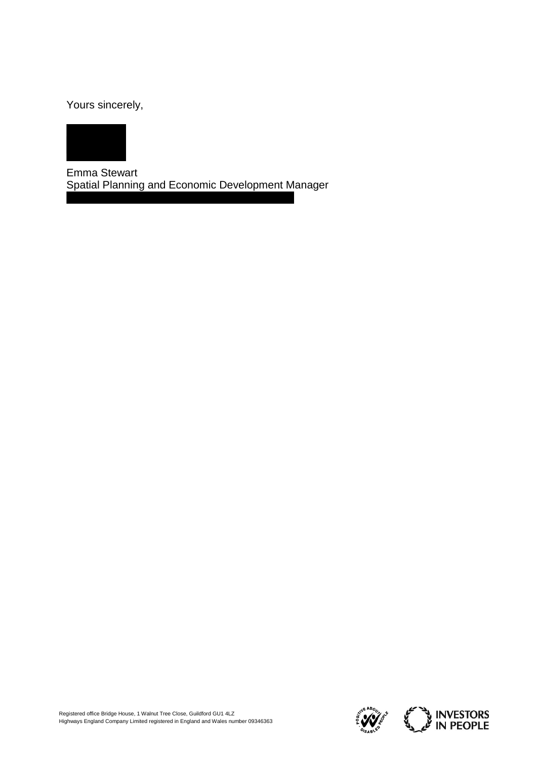Yours sincerely,

Emma Stewart
Spatial Planning and Economic Development Manager

Registered office Bridge House, 1 Walnut Tree Close, Guildford GU1 4LZ
Highways England Company Limited registered in England and Wales number 09346363